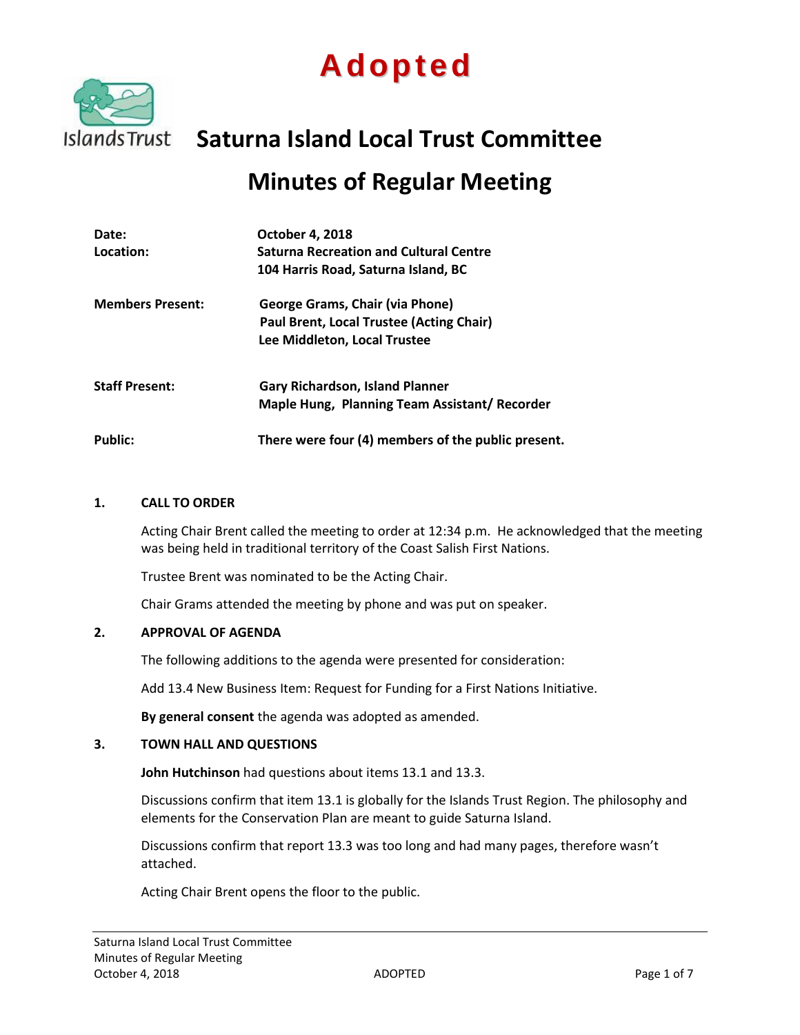# Adopted

## Saturna Island Local Trust Committee

## Minutes of Regular Meeting

| | |
|---|---|
| **Date:** | **October 4, 2018** |
| **Location:** | **Saturna Recreation and Cultural Centre**<br>**104 Harris Road, Saturna Island, BC** |
| **Members Present:** | **George Grams, Chair (via Phone)**<br>**Paul Brent, Local Trustee (Acting Chair)**<br>**Lee Middleton, Local Trustee** |
| **Staff Present:** | **Gary Richardson, Island Planner**<br>**Maple Hung, Planning Team Assistant/ Recorder** |
| **Public:** | **There were four (4) members of the public present.** |

**1. CALL TO ORDER**

Acting Chair Brent called the meeting to order at 12:34 p.m. He acknowledged that the meeting was being held in traditional territory of the Coast Salish First Nations.

Trustee Brent was nominated to be the Acting Chair.

Chair Grams attended the meeting by phone and was put on speaker.

**2. APPROVAL OF AGENDA**

The following additions to the agenda were presented for consideration:

Add 13.4 New Business Item: Request for Funding for a First Nations Initiative.

**By general consent** the agenda was adopted as amended.

**3. TOWN HALL AND QUESTIONS**

**John Hutchinson** had questions about items 13.1 and 13.3.

Discussions confirm that item 13.1 is globally for the Islands Trust Region. The philosophy and elements for the Conservation Plan are meant to guide Saturna Island.

Discussions confirm that report 13.3 was too long and had many pages, therefore wasn't attached.

Acting Chair Brent opens the floor to the public.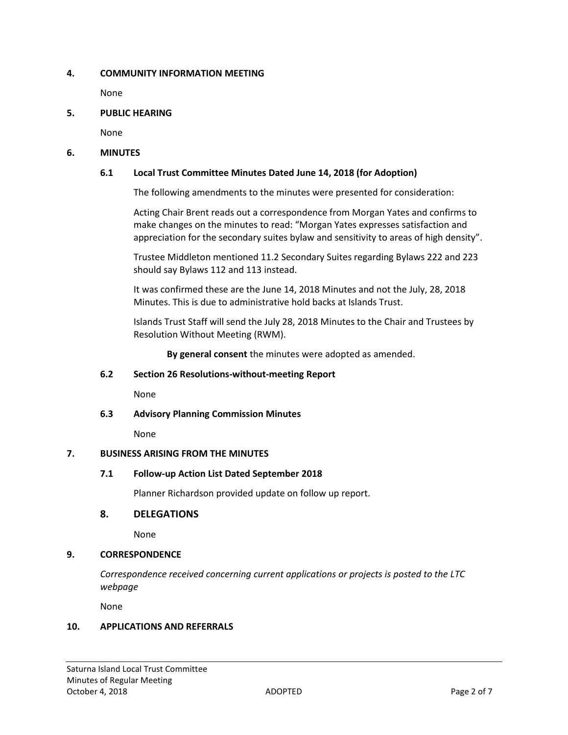## 4. COMMUNITY INFORMATION MEETING

None

## 5. PUBLIC HEARING

None

## 6. MINUTES

### 6.1 Local Trust Committee Minutes Dated June 14, 2018 (for Adoption)

The following amendments to the minutes were presented for consideration:

Acting Chair Brent reads out a correspondence from Morgan Yates and confirms to make changes on the minutes to read: "Morgan Yates expresses satisfaction and appreciation for the secondary suites bylaw and sensitivity to areas of high density".

Trustee Middleton mentioned 11.2 Secondary Suites regarding Bylaws 222 and 223 should say Bylaws 112 and 113 instead.

It was confirmed these are the June 14, 2018 Minutes and not the July, 28, 2018 Minutes. This is due to administrative hold backs at Islands Trust.

Islands Trust Staff will send the July 28, 2018 Minutes to the Chair and Trustees by Resolution Without Meeting (RWM).

**By general consent** the minutes were adopted as amended.

### 6.2 Section 26 Resolutions-without-meeting Report

None

### 6.3 Advisory Planning Commission Minutes

None

## 7. BUSINESS ARISING FROM THE MINUTES

### 7.1 Follow-up Action List Dated September 2018

Planner Richardson provided update on follow up report.

## 8. DELEGATIONS

None

## 9. CORRESPONDENCE

*Correspondence received concerning current applications or projects is posted to the LTC webpage*

None

## 10. APPLICATIONS AND REFERRALS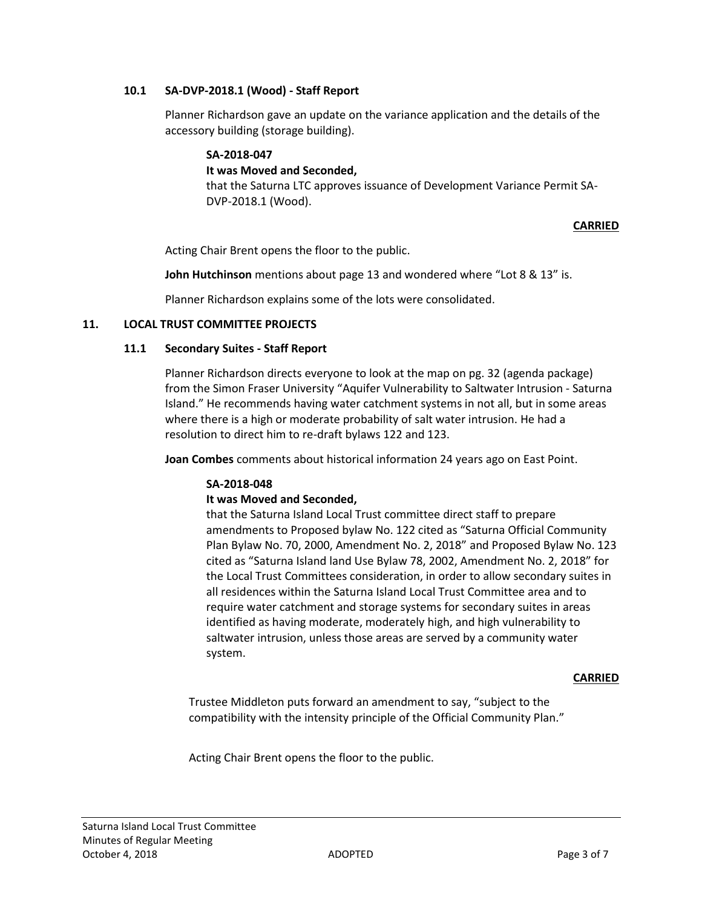### 10.1 SA-DVP-2018.1 (Wood) - Staff Report

Planner Richardson gave an update on the variance application and the details of the accessory building (storage building).

**SA-2018-047**
**It was Moved and Seconded,**
that the Saturna LTC approves issuance of Development Variance Permit SA-DVP-2018.1 (Wood).

**CARRIED**

Acting Chair Brent opens the floor to the public.

**John Hutchinson** mentions about page 13 and wondered where "Lot 8 & 13" is.

Planner Richardson explains some of the lots were consolidated.

## 11. LOCAL TRUST COMMITTEE PROJECTS

### 11.1 Secondary Suites - Staff Report

Planner Richardson directs everyone to look at the map on pg. 32 (agenda package) from the Simon Fraser University "Aquifer Vulnerability to Saltwater Intrusion - Saturna Island." He recommends having water catchment systems in not all, but in some areas where there is a high or moderate probability of salt water intrusion. He had a resolution to direct him to re-draft bylaws 122 and 123.

**Joan Combes** comments about historical information 24 years ago on East Point.

**SA-2018-048**
**It was Moved and Seconded,**
that the Saturna Island Local Trust committee direct staff to prepare amendments to Proposed bylaw No. 122 cited as "Saturna Official Community Plan Bylaw No. 70, 2000, Amendment No. 2, 2018" and Proposed Bylaw No. 123 cited as "Saturna Island land Use Bylaw 78, 2002, Amendment No. 2, 2018" for the Local Trust Committees consideration, in order to allow secondary suites in all residences within the Saturna Island Local Trust Committee area and to require water catchment and storage systems for secondary suites in areas identified as having moderate, moderately high, and high vulnerability to saltwater intrusion, unless those areas are served by a community water system.

**CARRIED**

Trustee Middleton puts forward an amendment to say, "subject to the compatibility with the intensity principle of the Official Community Plan."

Acting Chair Brent opens the floor to the public.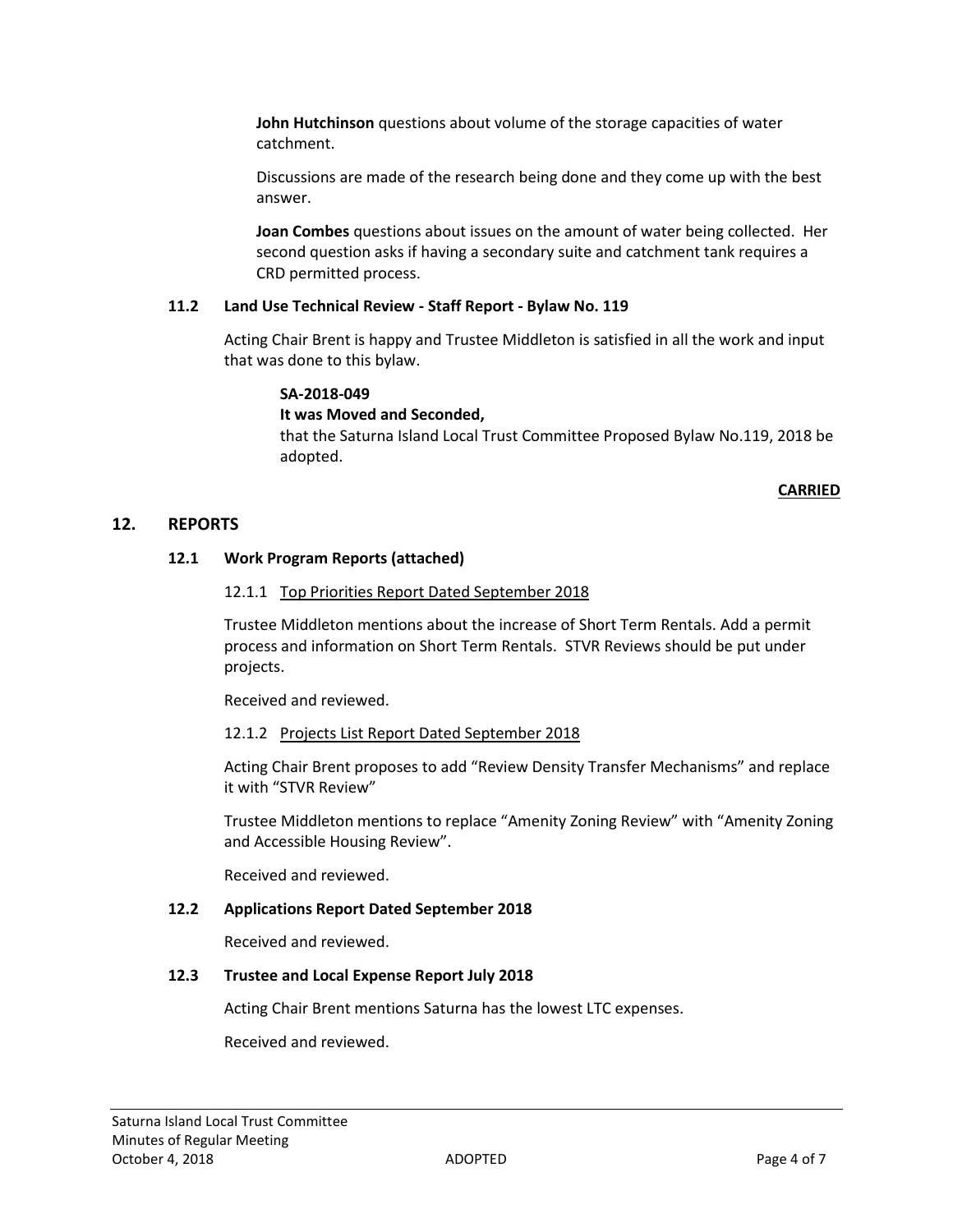**John Hutchinson** questions about volume of the storage capacities of water catchment.

Discussions are made of the research being done and they come up with the best answer.

**Joan Combes** questions about issues on the amount of water being collected. Her second question asks if having a secondary suite and catchment tank requires a CRD permitted process.

### 11.2 Land Use Technical Review - Staff Report - Bylaw No. 119

Acting Chair Brent is happy and Trustee Middleton is satisfied in all the work and input that was done to this bylaw.

**SA-2018-049**
**It was Moved and Seconded,**
that the Saturna Island Local Trust Committee Proposed Bylaw No.119, 2018 be adopted.

**CARRIED**

## 12. REPORTS

### 12.1 Work Program Reports (attached)

12.1.1 Top Priorities Report Dated September 2018

Trustee Middleton mentions about the increase of Short Term Rentals. Add a permit process and information on Short Term Rentals. STVR Reviews should be put under projects.

Received and reviewed.

12.1.2 Projects List Report Dated September 2018

Acting Chair Brent proposes to add "Review Density Transfer Mechanisms" and replace it with "STVR Review"

Trustee Middleton mentions to replace "Amenity Zoning Review" with "Amenity Zoning and Accessible Housing Review".

Received and reviewed.

### 12.2 Applications Report Dated September 2018

Received and reviewed.

### 12.3 Trustee and Local Expense Report July 2018

Acting Chair Brent mentions Saturna has the lowest LTC expenses.

Received and reviewed.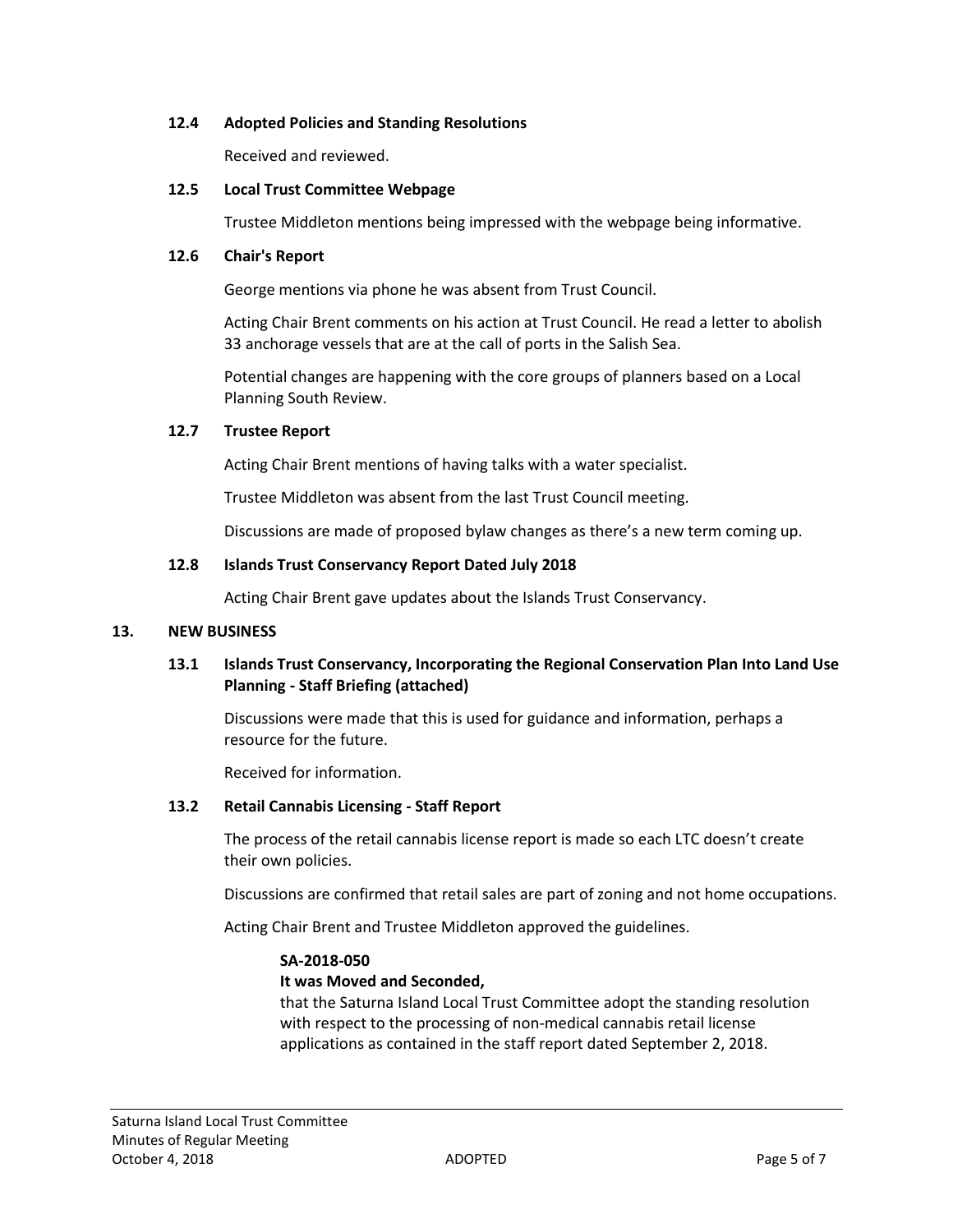### 12.4 Adopted Policies and Standing Resolutions

Received and reviewed.

### 12.5 Local Trust Committee Webpage

Trustee Middleton mentions being impressed with the webpage being informative.

### 12.6 Chair's Report

George mentions via phone he was absent from Trust Council.

Acting Chair Brent comments on his action at Trust Council. He read a letter to abolish 33 anchorage vessels that are at the call of ports in the Salish Sea.

Potential changes are happening with the core groups of planners based on a Local Planning South Review.

### 12.7 Trustee Report

Acting Chair Brent mentions of having talks with a water specialist.

Trustee Middleton was absent from the last Trust Council meeting.

Discussions are made of proposed bylaw changes as there's a new term coming up.

### 12.8 Islands Trust Conservancy Report Dated July 2018

Acting Chair Brent gave updates about the Islands Trust Conservancy.

## 13. NEW BUSINESS

### 13.1 Islands Trust Conservancy, Incorporating the Regional Conservation Plan Into Land Use Planning - Staff Briefing (attached)

Discussions were made that this is used for guidance and information, perhaps a resource for the future.

Received for information.

### 13.2 Retail Cannabis Licensing - Staff Report

The process of the retail cannabis license report is made so each LTC doesn't create their own policies.

Discussions are confirmed that retail sales are part of zoning and not home occupations.

Acting Chair Brent and Trustee Middleton approved the guidelines.

**SA-2018-050**
**It was Moved and Seconded,**
that the Saturna Island Local Trust Committee adopt the standing resolution with respect to the processing of non-medical cannabis retail license applications as contained in the staff report dated September 2, 2018.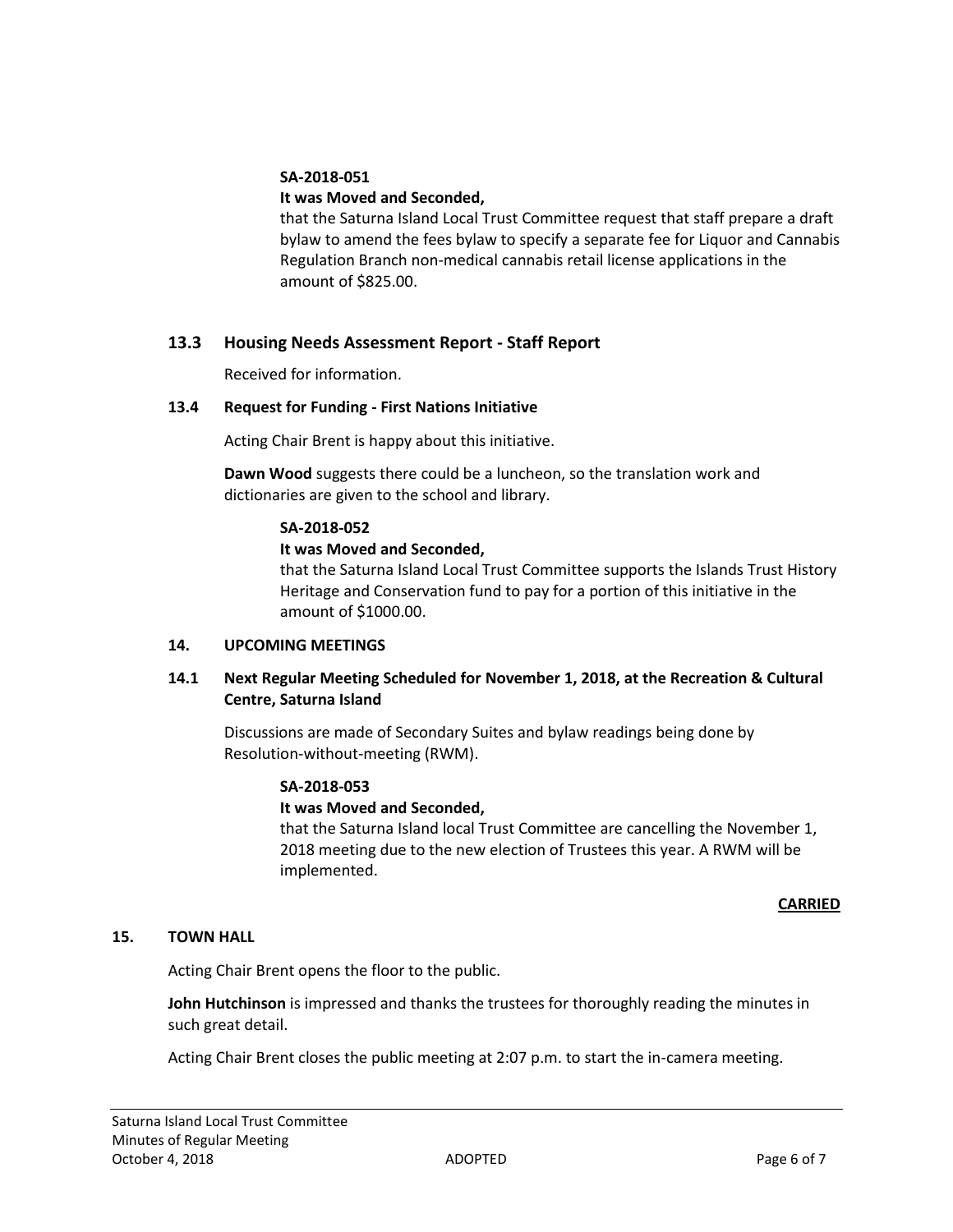**SA-2018-051**

**It was Moved and Seconded,**

that the Saturna Island Local Trust Committee request that staff prepare a draft bylaw to amend the fees bylaw to specify a separate fee for Liquor and Cannabis Regulation Branch non-medical cannabis retail license applications in the amount of $825.00.

## 13.3 Housing Needs Assessment Report - Staff Report

Received for information.

### 13.4 Request for Funding - First Nations Initiative

Acting Chair Brent is happy about this initiative.

**Dawn Wood** suggests there could be a luncheon, so the translation work and dictionaries are given to the school and library.

**SA-2018-052**

**It was Moved and Seconded,**

that the Saturna Island Local Trust Committee supports the Islands Trust History Heritage and Conservation fund to pay for a portion of this initiative in the amount of $1000.00.

### 14. UPCOMING MEETINGS

### 14.1 Next Regular Meeting Scheduled for November 1, 2018, at the Recreation & Cultural Centre, Saturna Island

Discussions are made of Secondary Suites and bylaw readings being done by Resolution-without-meeting (RWM).

**SA-2018-053**

**It was Moved and Seconded,**

that the Saturna Island local Trust Committee are cancelling the November 1, 2018 meeting due to the new election of Trustees this year. A RWM will be implemented.

**CARRIED**

### 15. TOWN HALL

Acting Chair Brent opens the floor to the public.

**John Hutchinson** is impressed and thanks the trustees for thoroughly reading the minutes in such great detail.

Acting Chair Brent closes the public meeting at 2:07 p.m. to start the in-camera meeting.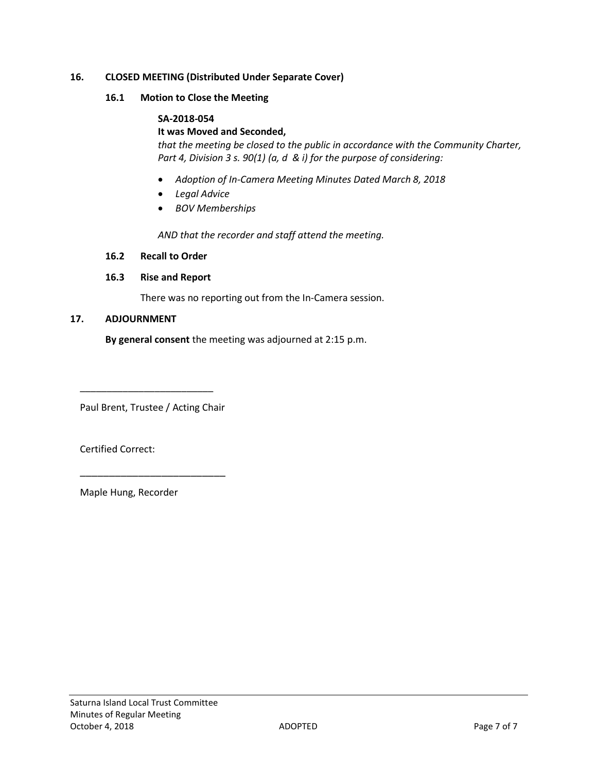## 16. CLOSED MEETING (Distributed Under Separate Cover)

### 16.1 Motion to Close the Meeting

**SA-2018-054**

**It was Moved and Seconded,**

*that the meeting be closed to the public in accordance with the Community Charter, Part 4, Division 3 s. 90(1) (a, d & i) for the purpose of considering:*

- *Adoption of In-Camera Meeting Minutes Dated March 8, 2018*
- *Legal Advice*
- *BOV Memberships*

*AND that the recorder and staff attend the meeting.*

### 16.2 Recall to Order

### 16.3 Rise and Report

There was no reporting out from the In-Camera session.

## 17. ADJOURNMENT

**By general consent** the meeting was adjourned at 2:15 p.m.

_________________________

Paul Brent, Trustee / Acting Chair

Certified Correct:

___________________________

Maple Hung, Recorder